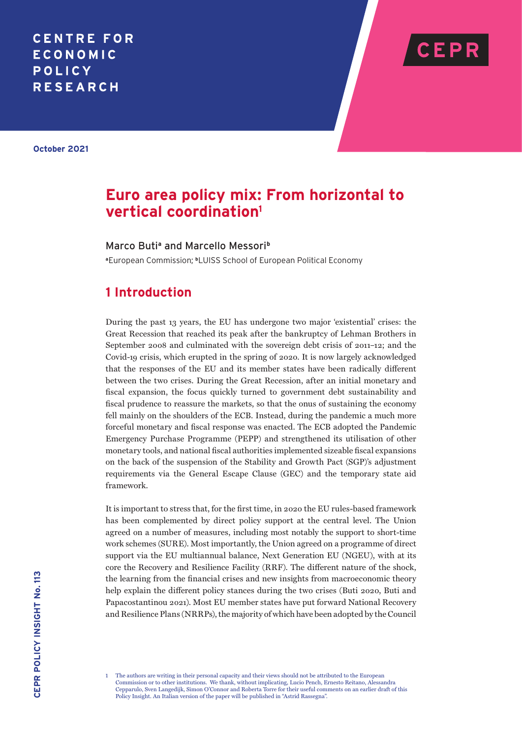CENTRE FOR ECONOMIC POLICY RESEARCH

October 2021

# Euro area policy mix: From horizontal to vertical coordination[1]

Marco Buti[a] and Marcello Messori[b]

[a]European Commission; [b]LUISS School of European Political Economy

## 1 Introduction

During the past 13 years, the EU has undergone two major 'existential' crises: the Great Recession that reached its peak after the bankruptcy of Lehman Brothers in September 2008 and culminated with the sovereign debt crisis of 2011–12; and the Covid-19 crisis, which erupted in the spring of 2020. It is now largely acknowledged that the responses of the EU and its member states have been radically different between the two crises. During the Great Recession, after an initial monetary and fiscal expansion, the focus quickly turned to government debt sustainability and fiscal prudence to reassure the markets, so that the onus of sustaining the economy fell mainly on the shoulders of the ECB. Instead, during the pandemic a much more forceful monetary and fiscal response was enacted. The ECB adopted the Pandemic Emergency Purchase Programme (PEPP) and strengthened its utilisation of other monetary tools, and national fiscal authorities implemented sizeable fiscal expansions on the back of the suspension of the Stability and Growth Pact (SGP)'s adjustment requirements via the General Escape Clause (GEC) and the temporary state aid framework.

It is important to stress that, for the first time, in 2020 the EU rules-based framework has been complemented by direct policy support at the central level. The Union agreed on a number of measures, including most notably the support to short-time work schemes (SURE). Most importantly, the Union agreed on a programme of direct support via the EU multiannual balance, Next Generation EU (NGEU), with at its core the Recovery and Resilience Facility (RRF). The different nature of the shock, the learning from the financial crises and new insights from macroeconomic theory help explain the different policy stances during the two crises (Buti 2020, Buti and Papacostantinou 2021). Most EU member states have put forward National Recovery and Resilience Plans (NRRPs), the majority of which have been adopted by the Council

[1] The authors are writing in their personal capacity and their views should not be attributed to the European Commission or to other institutions. We thank, without implicating, Lucio Pench, Ernesto Reitano, Alessandra Cepparulo, Sven Langedijk, Simon O'Connor and Roberta Torre for their useful comments on an earlier draft of this Policy Insight. An Italian version of the paper will be published in "Astrid Rassegna".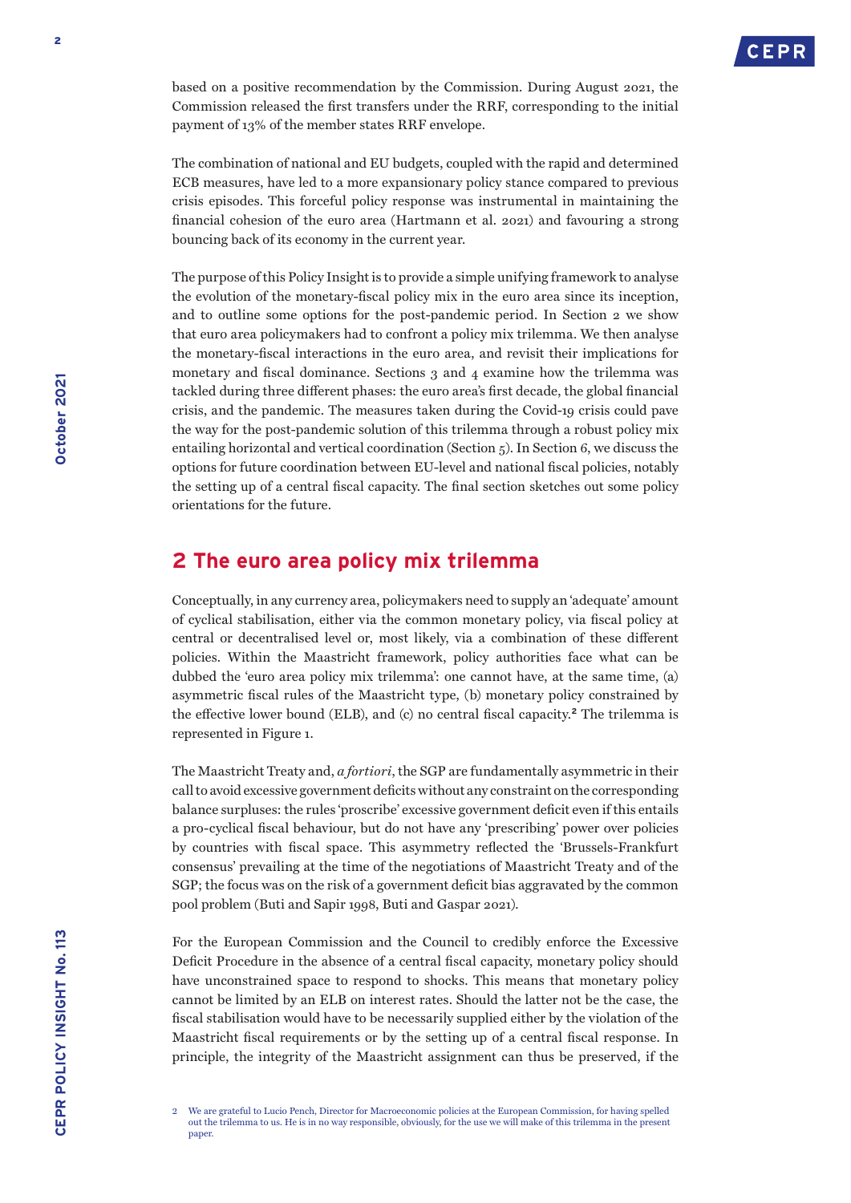based on a positive recommendation by the Commission. During August 2021, the Commission released the first transfers under the RRF, corresponding to the initial payment of 13% of the member states RRF envelope.

The combination of national and EU budgets, coupled with the rapid and determined ECB measures, have led to a more expansionary policy stance compared to previous crisis episodes. This forceful policy response was instrumental in maintaining the financial cohesion of the euro area (Hartmann et al. 2021) and favouring a strong bouncing back of its economy in the current year.

The purpose of this Policy Insight is to provide a simple unifying framework to analyse the evolution of the monetary-fiscal policy mix in the euro area since its inception, and to outline some options for the post-pandemic period. In Section 2 we show that euro area policymakers had to confront a policy mix trilemma. We then analyse the monetary-fiscal interactions in the euro area, and revisit their implications for monetary and fiscal dominance. Sections 3 and 4 examine how the trilemma was tackled during three different phases: the euro area's first decade, the global financial crisis, and the pandemic. The measures taken during the Covid-19 crisis could pave the way for the post-pandemic solution of this trilemma through a robust policy mix entailing horizontal and vertical coordination (Section 5). In Section 6, we discuss the options for future coordination between EU-level and national fiscal policies, notably the setting up of a central fiscal capacity. The final section sketches out some policy orientations for the future.

## 2 The euro area policy mix trilemma

Conceptually, in any currency area, policymakers need to supply an 'adequate' amount of cyclical stabilisation, either via the common monetary policy, via fiscal policy at central or decentralised level or, most likely, via a combination of these different policies. Within the Maastricht framework, policy authorities face what can be dubbed the 'euro area policy mix trilemma': one cannot have, at the same time, (a) asymmetric fiscal rules of the Maastricht type, (b) monetary policy constrained by the effective lower bound (ELB), and (c) no central fiscal capacity.[2] The trilemma is represented in Figure 1.

The Maastricht Treaty and, *a fortiori*, the SGP are fundamentally asymmetric in their call to avoid excessive government deficits without any constraint on the corresponding balance surpluses: the rules 'proscribe' excessive government deficit even if this entails a pro-cyclical fiscal behaviour, but do not have any 'prescribing' power over policies by countries with fiscal space. This asymmetry reflected the 'Brussels-Frankfurt consensus' prevailing at the time of the negotiations of Maastricht Treaty and of the SGP; the focus was on the risk of a government deficit bias aggravated by the common pool problem (Buti and Sapir 1998, Buti and Gaspar 2021).

For the European Commission and the Council to credibly enforce the Excessive Deficit Procedure in the absence of a central fiscal capacity, monetary policy should have unconstrained space to respond to shocks. This means that monetary policy cannot be limited by an ELB on interest rates. Should the latter not be the case, the fiscal stabilisation would have to be necessarily supplied either by the violation of the Maastricht fiscal requirements or by the setting up of a central fiscal response. In principle, the integrity of the Maastricht assignment can thus be preserved, if the

2 We are grateful to Lucio Pench, Director for Macroeconomic policies at the European Commission, for having spelled out the trilemma to us. He is in no way responsible, obviously, for the use we will make of this trilemma in the present paper.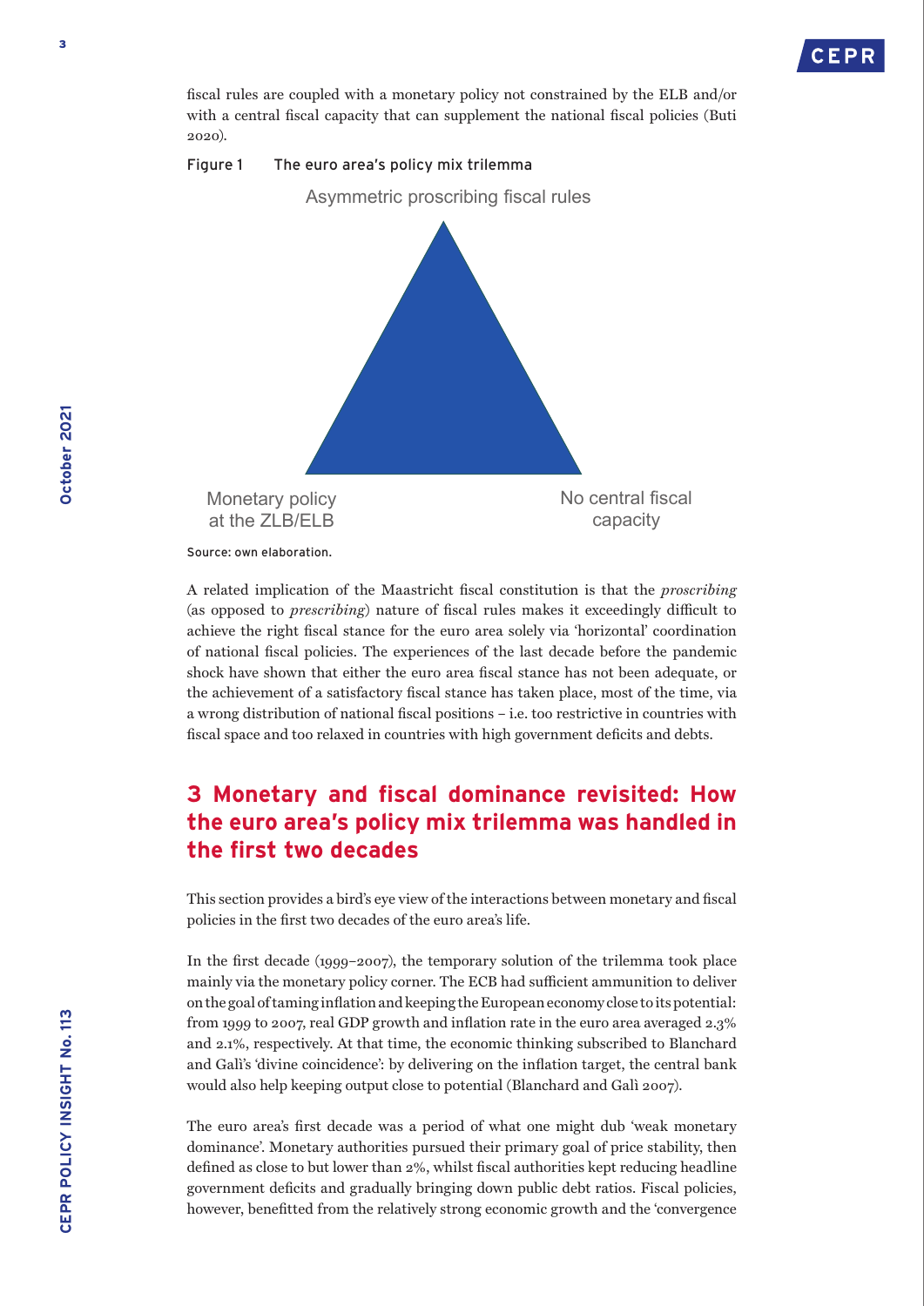fiscal rules are coupled with a monetary policy not constrained by the ELB and/or with a central fiscal capacity that can supplement the national fiscal policies (Buti 2020).

Figure 1 The euro area's policy mix trilemma

Asymmetric proscribing fiscal rules

Monetary policy at the ZLB/ELB

No central fiscal capacity

Source: own elaboration.

A related implication of the Maastricht fiscal constitution is that the *proscribing* (as opposed to *prescribing*) nature of fiscal rules makes it exceedingly difficult to achieve the right fiscal stance for the euro area solely via 'horizontal' coordination of national fiscal policies. The experiences of the last decade before the pandemic shock have shown that either the euro area fiscal stance has not been adequate, or the achievement of a satisfactory fiscal stance has taken place, most of the time, via a wrong distribution of national fiscal positions – i.e. too restrictive in countries with fiscal space and too relaxed in countries with high government deficits and debts.

## 3 Monetary and fiscal dominance revisited: How the euro area's policy mix trilemma was handled in the first two decades

This section provides a bird's eye view of the interactions between monetary and fiscal policies in the first two decades of the euro area's life.

In the first decade (1999–2007), the temporary solution of the trilemma took place mainly via the monetary policy corner. The ECB had sufficient ammunition to deliver on the goal of taming inflation and keeping the European economy close to its potential: from 1999 to 2007, real GDP growth and inflation rate in the euro area averaged 2.3% and 2.1%, respectively. At that time, the economic thinking subscribed to Blanchard and Galì's 'divine coincidence': by delivering on the inflation target, the central bank would also help keeping output close to potential (Blanchard and Galì 2007).

The euro area's first decade was a period of what one might dub 'weak monetary dominance'. Monetary authorities pursued their primary goal of price stability, then defined as close to but lower than 2%, whilst fiscal authorities kept reducing headline government deficits and gradually bringing down public debt ratios. Fiscal policies, however, benefitted from the relatively strong economic growth and the 'convergence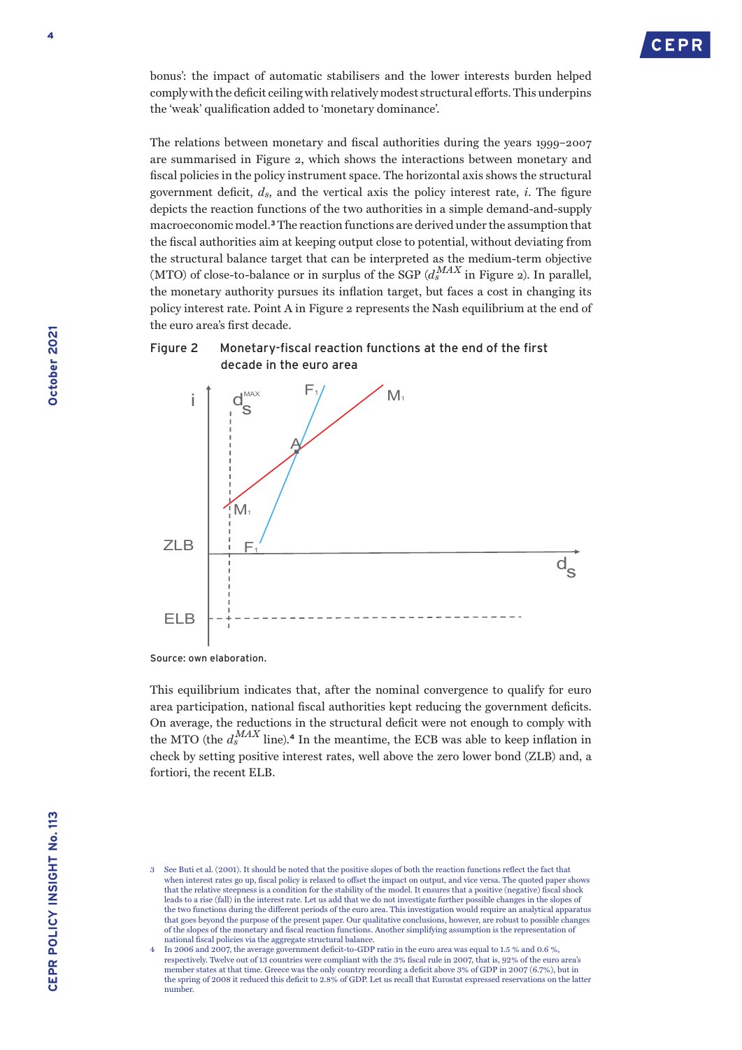bonus': the impact of automatic stabilisers and the lower interests burden helped comply with the deficit ceiling with relatively modest structural efforts. This underpins the 'weak' qualification added to 'monetary dominance'.

The relations between monetary and fiscal authorities during the years 1999–2007 are summarised in Figure 2, which shows the interactions between monetary and fiscal policies in the policy instrument space. The horizontal axis shows the structural government deficit, $d_s$, and the vertical axis the policy interest rate, $i$. The figure depicts the reaction functions of the two authorities in a simple demand-and-supply macroeconomic model.[3] The reaction functions are derived under the assumption that the fiscal authorities aim at keeping output close to potential, without deviating from the structural balance target that can be interpreted as the medium-term objective (MTO) of close-to-balance or in surplus of the SGP ($d_s^{MAX}$ in Figure 2). In parallel, the monetary authority pursues its inflation target, but faces a cost in changing its policy interest rate. Point A in Figure 2 represents the Nash equilibrium at the end of the euro area's first decade.

**Figure 2** Monetary-fiscal reaction functions at the end of the first decade in the euro area

Source: own elaboration.

This equilibrium indicates that, after the nominal convergence to qualify for euro area participation, national fiscal authorities kept reducing the government deficits. On average, the reductions in the structural deficit were not enough to comply with the MTO (the $d_s^{MAX}$ line).[4] In the meantime, the ECB was able to keep inflation in check by setting positive interest rates, well above the zero lower bond (ZLB) and, a fortiori, the recent ELB.

3 See Buti et al. (2001). It should be noted that the positive slopes of both the reaction functions reflect the fact that when interest rates go up, fiscal policy is relaxed to offset the impact on output, and vice versa. The quoted paper shows that the relative steepness is a condition for the stability of the model. It ensures that a positive (negative) fiscal shock leads to a rise (fall) in the interest rate. Let us add that we do not investigate further possible changes in the slopes of the two functions during the different periods of the euro area. This investigation would require an analytical apparatus that goes beyond the purpose of the present paper. Our qualitative conclusions, however, are robust to possible changes of the slopes of the monetary and fiscal reaction functions. Another simplifying assumption is the representation of national fiscal policies via the aggregate structural balance.

4 In 2006 and 2007, the average government deficit-to-GDP ratio in the euro area was equal to 1.5 % and 0.6 %, respectively. Twelve out of 13 countries were compliant with the 3% fiscal rule in 2007, that is, 92% of the euro area's member states at that time. Greece was the only country recording a deficit above 3% of GDP in 2007 (6.7%), but in the spring of 2008 it reduced this deficit to 2.8% of GDP. Let us recall that Eurostat expressed reservations on the latter number.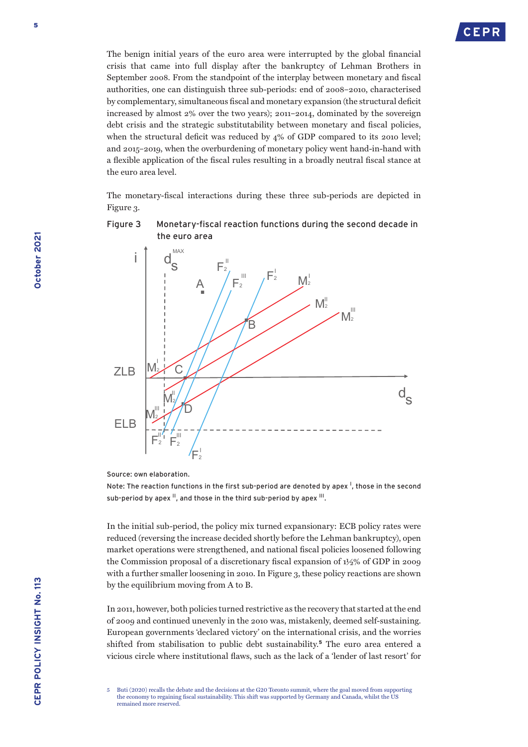The benign initial years of the euro area were interrupted by the global financial crisis that came into full display after the bankruptcy of Lehman Brothers in September 2008. From the standpoint of the interplay between monetary and fiscal authorities, one can distinguish three sub-periods: end of 2008–2010, characterised by complementary, simultaneous fiscal and monetary expansion (the structural deficit increased by almost 2% over the two years); 2011–2014, dominated by the sovereign debt crisis and the strategic substitutability between monetary and fiscal policies, when the structural deficit was reduced by 4% of GDP compared to its 2010 level; and 2015–2019, when the overburdening of monetary policy went hand-in-hand with a flexible application of the fiscal rules resulting in a broadly neutral fiscal stance at the euro area level.

The monetary-fiscal interactions during these three sub-periods are depicted in Figure 3.

**Figure 3** Monetary-fiscal reaction functions during the second decade in the euro area

Source: own elaboration.

Note: The reaction functions in the first sub-period are denoted by apex $^{I}$, those in the second sub-period by apex $^{II}$, and those in the third sub-period by apex $^{III}$.

In the initial sub-period, the policy mix turned expansionary: ECB policy rates were reduced (reversing the increase decided shortly before the Lehman bankruptcy), open market operations were strengthened, and national fiscal policies loosened following the Commission proposal of a discretionary fiscal expansion of 1½% of GDP in 2009 with a further smaller loosening in 2010. In Figure 3, these policy reactions are shown by the equilibrium moving from A to B.

In 2011, however, both policies turned restrictive as the recovery that started at the end of 2009 and continued unevenly in the 2010 was, mistakenly, deemed self-sustaining. European governments 'declared victory' on the international crisis, and the worries shifted from stabilisation to public debt sustainability.[5] The euro area entered a vicious circle where institutional flaws, such as the lack of a 'lender of last resort' for

5 Buti (2020) recalls the debate and the decisions at the G20 Toronto summit, where the goal moved from supporting the economy to regaining fiscal sustainability. This shift was supported by Germany and Canada, whilst the US remained more reserved.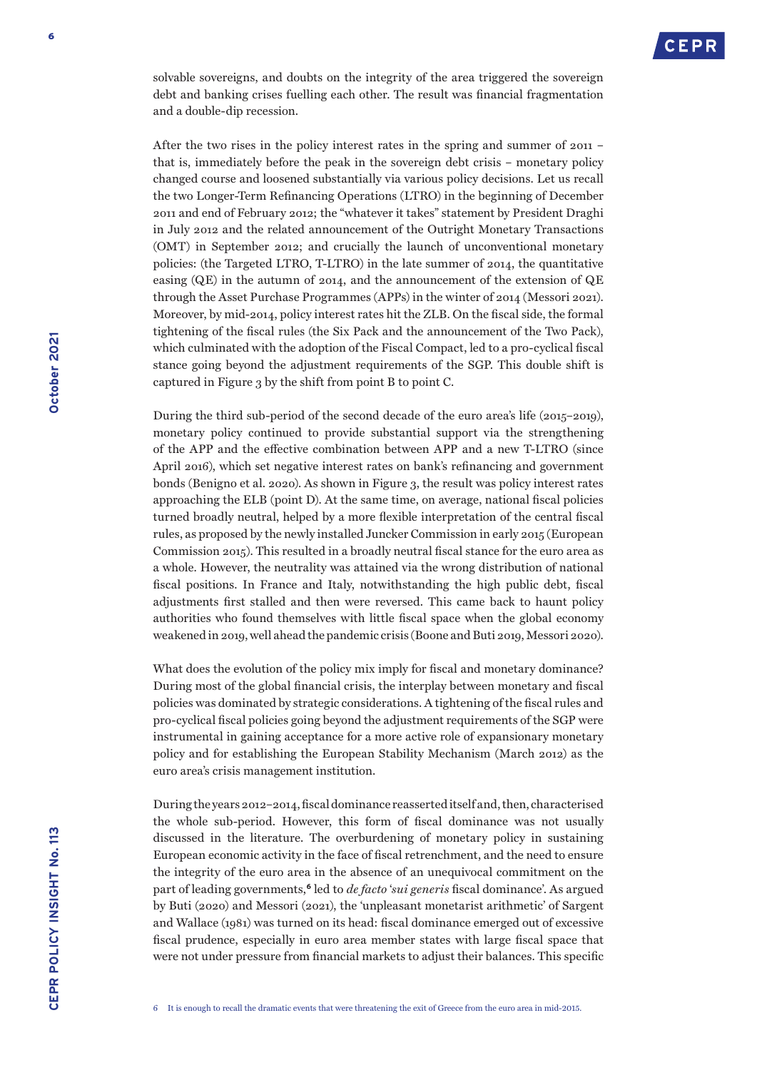solvable sovereigns, and doubts on the integrity of the area triggered the sovereign debt and banking crises fuelling each other. The result was financial fragmentation and a double-dip recession.

After the two rises in the policy interest rates in the spring and summer of 2011 – that is, immediately before the peak in the sovereign debt crisis – monetary policy changed course and loosened substantially via various policy decisions. Let us recall the two Longer-Term Refinancing Operations (LTRO) in the beginning of December 2011 and end of February 2012; the "whatever it takes" statement by President Draghi in July 2012 and the related announcement of the Outright Monetary Transactions (OMT) in September 2012; and crucially the launch of unconventional monetary policies: (the Targeted LTRO, T-LTRO) in the late summer of 2014, the quantitative easing (QE) in the autumn of 2014, and the announcement of the extension of QE through the Asset Purchase Programmes (APPs) in the winter of 2014 (Messori 2021). Moreover, by mid-2014, policy interest rates hit the ZLB. On the fiscal side, the formal tightening of the fiscal rules (the Six Pack and the announcement of the Two Pack), which culminated with the adoption of the Fiscal Compact, led to a pro-cyclical fiscal stance going beyond the adjustment requirements of the SGP. This double shift is captured in Figure 3 by the shift from point B to point C.

During the third sub-period of the second decade of the euro area's life (2015–2019), monetary policy continued to provide substantial support via the strengthening of the APP and the effective combination between APP and a new T-LTRO (since April 2016), which set negative interest rates on bank's refinancing and government bonds (Benigno et al. 2020). As shown in Figure 3, the result was policy interest rates approaching the ELB (point D). At the same time, on average, national fiscal policies turned broadly neutral, helped by a more flexible interpretation of the central fiscal rules, as proposed by the newly installed Juncker Commission in early 2015 (European Commission 2015). This resulted in a broadly neutral fiscal stance for the euro area as a whole. However, the neutrality was attained via the wrong distribution of national fiscal positions. In France and Italy, notwithstanding the high public debt, fiscal adjustments first stalled and then were reversed. This came back to haunt policy authorities who found themselves with little fiscal space when the global economy weakened in 2019, well ahead the pandemic crisis (Boone and Buti 2019, Messori 2020).

What does the evolution of the policy mix imply for fiscal and monetary dominance? During most of the global financial crisis, the interplay between monetary and fiscal policies was dominated by strategic considerations. A tightening of the fiscal rules and pro-cyclical fiscal policies going beyond the adjustment requirements of the SGP were instrumental in gaining acceptance for a more active role of expansionary monetary policy and for establishing the European Stability Mechanism (March 2012) as the euro area's crisis management institution.

During the years 2012–2014, fiscal dominance reasserted itself and, then, characterised the whole sub-period. However, this form of fiscal dominance was not usually discussed in the literature. The overburdening of monetary policy in sustaining European economic activity in the face of fiscal retrenchment, and the need to ensure the integrity of the euro area in the absence of an unequivocal commitment on the part of leading governments,[6] led to *de facto* '*sui generis* fiscal dominance'. As argued by Buti (2020) and Messori (2021), the 'unpleasant monetarist arithmetic' of Sargent and Wallace (1981) was turned on its head: fiscal dominance emerged out of excessive fiscal prudence, especially in euro area member states with large fiscal space that were not under pressure from financial markets to adjust their balances. This specific

6 It is enough to recall the dramatic events that were threatening the exit of Greece from the euro area in mid-2015.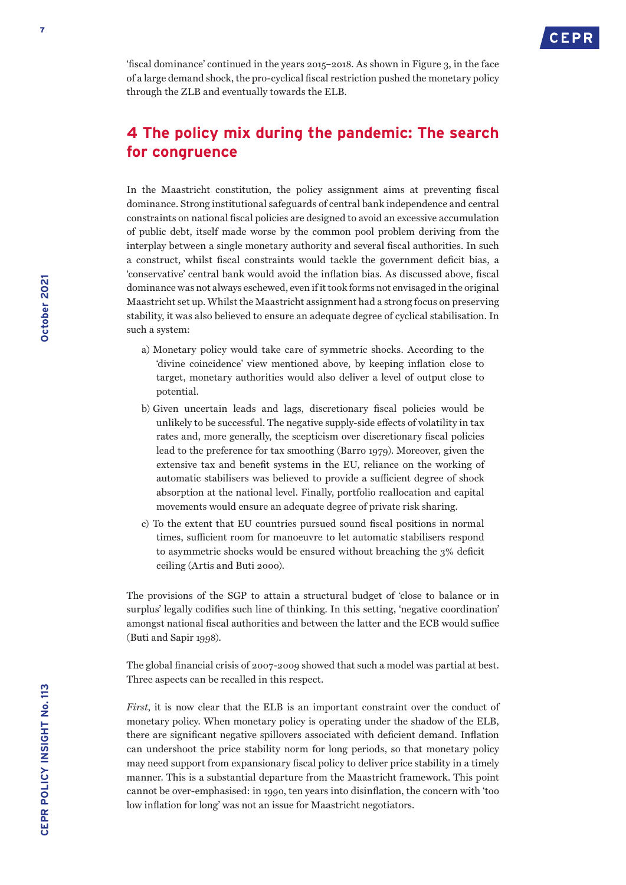'fiscal dominance' continued in the years 2015–2018. As shown in Figure 3, in the face of a large demand shock, the pro-cyclical fiscal restriction pushed the monetary policy through the ZLB and eventually towards the ELB.

## 4 The policy mix during the pandemic: The search for congruence

In the Maastricht constitution, the policy assignment aims at preventing fiscal dominance. Strong institutional safeguards of central bank independence and central constraints on national fiscal policies are designed to avoid an excessive accumulation of public debt, itself made worse by the common pool problem deriving from the interplay between a single monetary authority and several fiscal authorities. In such a construct, whilst fiscal constraints would tackle the government deficit bias, a 'conservative' central bank would avoid the inflation bias. As discussed above, fiscal dominance was not always eschewed, even if it took forms not envisaged in the original Maastricht set up. Whilst the Maastricht assignment had a strong focus on preserving stability, it was also believed to ensure an adequate degree of cyclical stabilisation. In such a system:

a) Monetary policy would take care of symmetric shocks. According to the 'divine coincidence' view mentioned above, by keeping inflation close to target, monetary authorities would also deliver a level of output close to potential.

b) Given uncertain leads and lags, discretionary fiscal policies would be unlikely to be successful. The negative supply-side effects of volatility in tax rates and, more generally, the scepticism over discretionary fiscal policies lead to the preference for tax smoothing (Barro 1979). Moreover, given the extensive tax and benefit systems in the EU, reliance on the working of automatic stabilisers was believed to provide a sufficient degree of shock absorption at the national level. Finally, portfolio reallocation and capital movements would ensure an adequate degree of private risk sharing.

c) To the extent that EU countries pursued sound fiscal positions in normal times, sufficient room for manoeuvre to let automatic stabilisers respond to asymmetric shocks would be ensured without breaching the 3% deficit ceiling (Artis and Buti 2000).

The provisions of the SGP to attain a structural budget of 'close to balance or in surplus' legally codifies such line of thinking. In this setting, 'negative coordination' amongst national fiscal authorities and between the latter and the ECB would suffice (Buti and Sapir 1998).

The global financial crisis of 2007-2009 showed that such a model was partial at best. Three aspects can be recalled in this respect.

*First*, it is now clear that the ELB is an important constraint over the conduct of monetary policy. When monetary policy is operating under the shadow of the ELB, there are significant negative spillovers associated with deficient demand. Inflation can undershoot the price stability norm for long periods, so that monetary policy may need support from expansionary fiscal policy to deliver price stability in a timely manner. This is a substantial departure from the Maastricht framework. This point cannot be over-emphasised: in 1990, ten years into disinflation, the concern with 'too low inflation for long' was not an issue for Maastricht negotiators.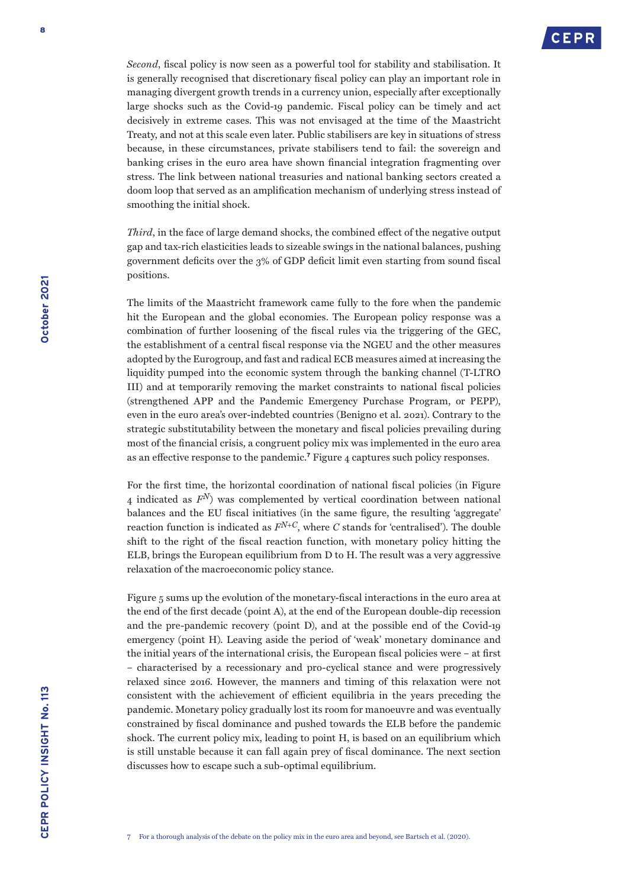*Second*, fiscal policy is now seen as a powerful tool for stability and stabilisation. It is generally recognised that discretionary fiscal policy can play an important role in managing divergent growth trends in a currency union, especially after exceptionally large shocks such as the Covid-19 pandemic. Fiscal policy can be timely and act decisively in extreme cases. This was not envisaged at the time of the Maastricht Treaty, and not at this scale even later. Public stabilisers are key in situations of stress because, in these circumstances, private stabilisers tend to fail: the sovereign and banking crises in the euro area have shown financial integration fragmenting over stress. The link between national treasuries and national banking sectors created a doom loop that served as an amplification mechanism of underlying stress instead of smoothing the initial shock.

*Third*, in the face of large demand shocks, the combined effect of the negative output gap and tax-rich elasticities leads to sizeable swings in the national balances, pushing government deficits over the 3% of GDP deficit limit even starting from sound fiscal positions.

The limits of the Maastricht framework came fully to the fore when the pandemic hit the European and the global economies. The European policy response was a combination of further loosening of the fiscal rules via the triggering of the GEC, the establishment of a central fiscal response via the NGEU and the other measures adopted by the Eurogroup, and fast and radical ECB measures aimed at increasing the liquidity pumped into the economic system through the banking channel (T-LTRO III) and at temporarily removing the market constraints to national fiscal policies (strengthened APP and the Pandemic Emergency Purchase Program, or PEPP), even in the euro area's over-indebted countries (Benigno et al. 2021). Contrary to the strategic substitutability between the monetary and fiscal policies prevailing during most of the financial crisis, a congruent policy mix was implemented in the euro area as an effective response to the pandemic.[7] Figure 4 captures such policy responses.

For the first time, the horizontal coordination of national fiscal policies (in Figure 4 indicated as $F^N$) was complemented by vertical coordination between national balances and the EU fiscal initiatives (in the same figure, the resulting 'aggregate' reaction function is indicated as $F^{N+C}$, where $C$ stands for 'centralised'). The double shift to the right of the fiscal reaction function, with monetary policy hitting the ELB, brings the European equilibrium from D to H. The result was a very aggressive relaxation of the macroeconomic policy stance.

Figure 5 sums up the evolution of the monetary-fiscal interactions in the euro area at the end of the first decade (point A), at the end of the European double-dip recession and the pre-pandemic recovery (point D), and at the possible end of the Covid-19 emergency (point H). Leaving aside the period of 'weak' monetary dominance and the initial years of the international crisis, the European fiscal policies were – at first – characterised by a recessionary and pro-cyclical stance and were progressively relaxed since 2016. However, the manners and timing of this relaxation were not consistent with the achievement of efficient equilibria in the years preceding the pandemic. Monetary policy gradually lost its room for manoeuvre and was eventually constrained by fiscal dominance and pushed towards the ELB before the pandemic shock. The current policy mix, leading to point H, is based on an equilibrium which is still unstable because it can fall again prey of fiscal dominance. The next section discusses how to escape such a sub-optimal equilibrium.

7 For a thorough analysis of the debate on the policy mix in the euro area and beyond, see Bartsch et al. (2020).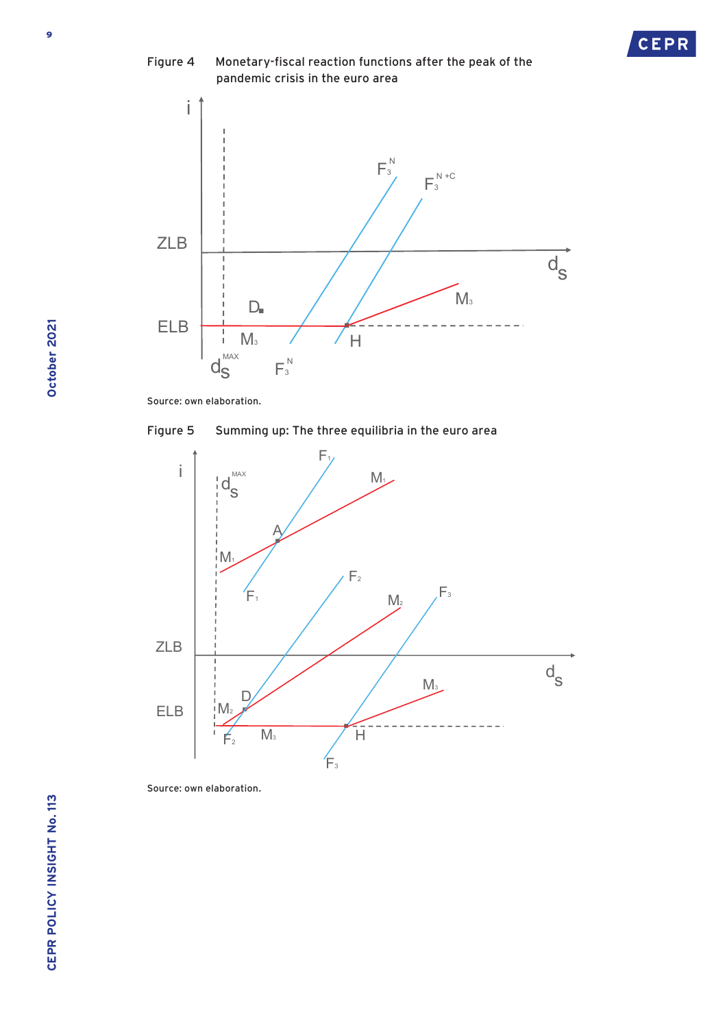Figure 4 Monetary-fiscal reaction functions after the peak of the pandemic crisis in the euro area

Source: own elaboration.

Figure 5 Summing up: The three equilibria in the euro area

Source: own elaboration.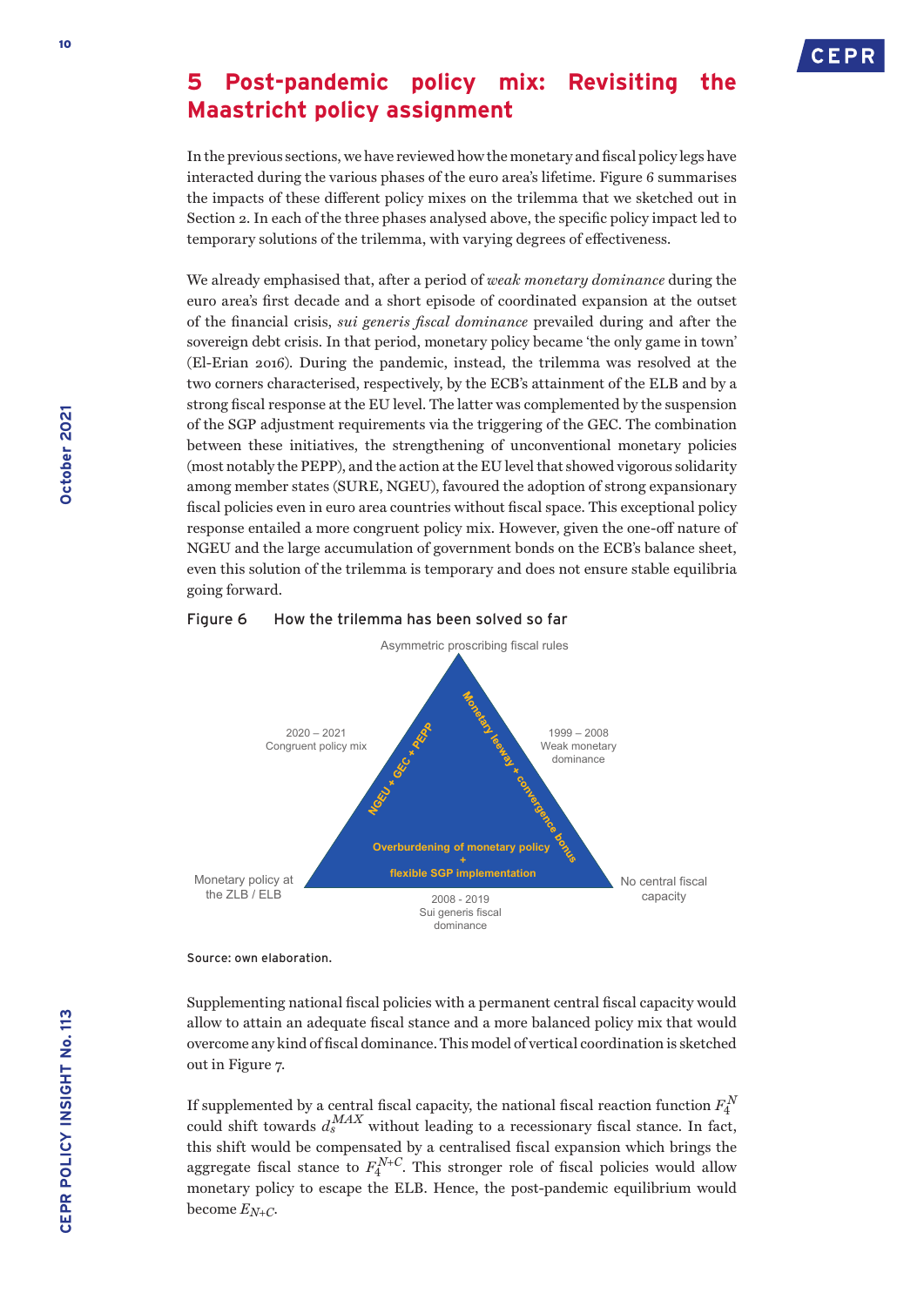## 5 Post-pandemic policy mix: Revisiting the Maastricht policy assignment

In the previous sections, we have reviewed how the monetary and fiscal policy legs have interacted during the various phases of the euro area's lifetime. Figure 6 summarises the impacts of these different policy mixes on the trilemma that we sketched out in Section 2. In each of the three phases analysed above, the specific policy impact led to temporary solutions of the trilemma, with varying degrees of effectiveness.

We already emphasised that, after a period of *weak monetary dominance* during the euro area's first decade and a short episode of coordinated expansion at the outset of the financial crisis, *sui generis fiscal dominance* prevailed during and after the sovereign debt crisis. In that period, monetary policy became 'the only game in town' (El-Erian 2016). During the pandemic, instead, the trilemma was resolved at the two corners characterised, respectively, by the ECB's attainment of the ELB and by a strong fiscal response at the EU level. The latter was complemented by the suspension of the SGP adjustment requirements via the triggering of the GEC. The combination between these initiatives, the strengthening of unconventional monetary policies (most notably the PEPP), and the action at the EU level that showed vigorous solidarity among member states (SURE, NGEU), favoured the adoption of strong expansionary fiscal policies even in euro area countries without fiscal space. This exceptional policy response entailed a more congruent policy mix. However, given the one-off nature of NGEU and the large accumulation of government bonds on the ECB's balance sheet, even this solution of the trilemma is temporary and does not ensure stable equilibria going forward.

Figure 6 How the trilemma has been solved so far

Asymmetric proscribing fiscal rules

2020 – 2021
Congruent policy mix

NGEU + GEC + PEPP

1999 – 2008
Weak monetary dominance

Monetary leeway + convergence bonus

Overburdening of monetary policy + flexible SGP implementation

Monetary policy at the ZLB / ELB

No central fiscal capacity

2008 - 2019
Sui generis fiscal dominance

Source: own elaboration.

Supplementing national fiscal policies with a permanent central fiscal capacity would allow to attain an adequate fiscal stance and a more balanced policy mix that would overcome any kind of fiscal dominance. This model of vertical coordination is sketched out in Figure 7.

If supplemented by a central fiscal capacity, the national fiscal reaction function $F_4^N$ could shift towards $d_s^{MAX}$ without leading to a recessionary fiscal stance. In fact, this shift would be compensated by a centralised fiscal expansion which brings the aggregate fiscal stance to $F_4^{N+C}$. This stronger role of fiscal policies would allow monetary policy to escape the ELB. Hence, the post-pandemic equilibrium would become $E_{N+C}$.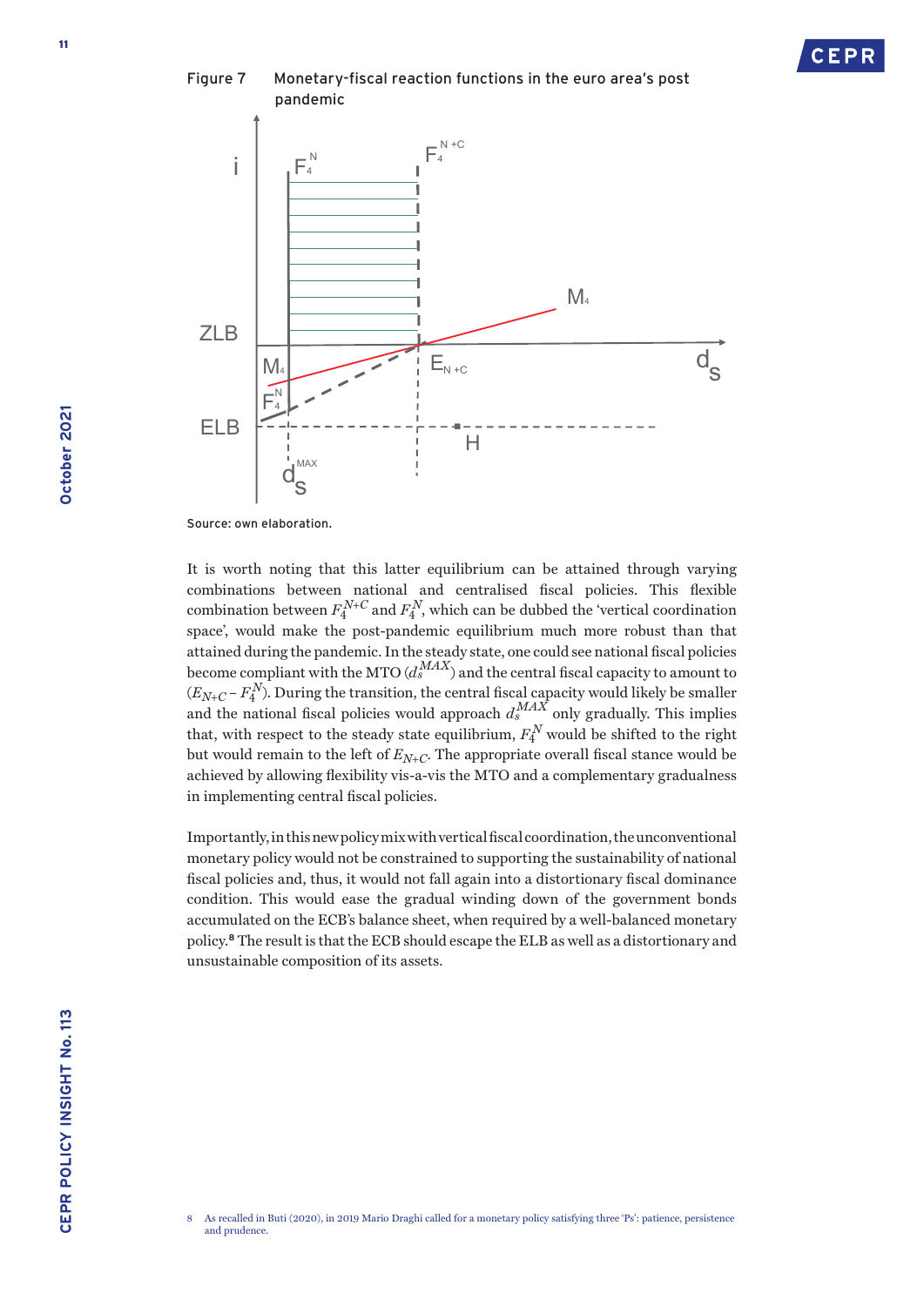Figure 7 Monetary-fiscal reaction functions in the euro area's post pandemic

Source: own elaboration.

It is worth noting that this latter equilibrium can be attained through varying combinations between national and centralised fiscal policies. This flexible combination between $F_4^{N+C}$ and $F_4^N$, which can be dubbed the 'vertical coordination space', would make the post-pandemic equilibrium much more robust than that attained during the pandemic. In the steady state, one could see national fiscal policies become compliant with the MTO ($d_s^{MAX}$) and the central fiscal capacity to amount to ($E_{N+C}$ – $F_4^N$). During the transition, the central fiscal capacity would likely be smaller and the national fiscal policies would approach $d_s^{MAX}$ only gradually. This implies that, with respect to the steady state equilibrium, $F_4^N$ would be shifted to the right but would remain to the left of $E_{N+C}$. The appropriate overall fiscal stance would be achieved by allowing flexibility vis-a-vis the MTO and a complementary gradualness in implementing central fiscal policies.

Importantly, in this new policy mix with vertical fiscal coordination, the unconventional monetary policy would not be constrained to supporting the sustainability of national fiscal policies and, thus, it would not fall again into a distortionary fiscal dominance condition. This would ease the gradual winding down of the government bonds accumulated on the ECB's balance sheet, when required by a well-balanced monetary policy.[8] The result is that the ECB should escape the ELB as well as a distortionary and unsustainable composition of its assets.

8 As recalled in Buti (2020), in 2019 Mario Draghi called for a monetary policy satisfying three 'Ps': patience, persistence and prudence.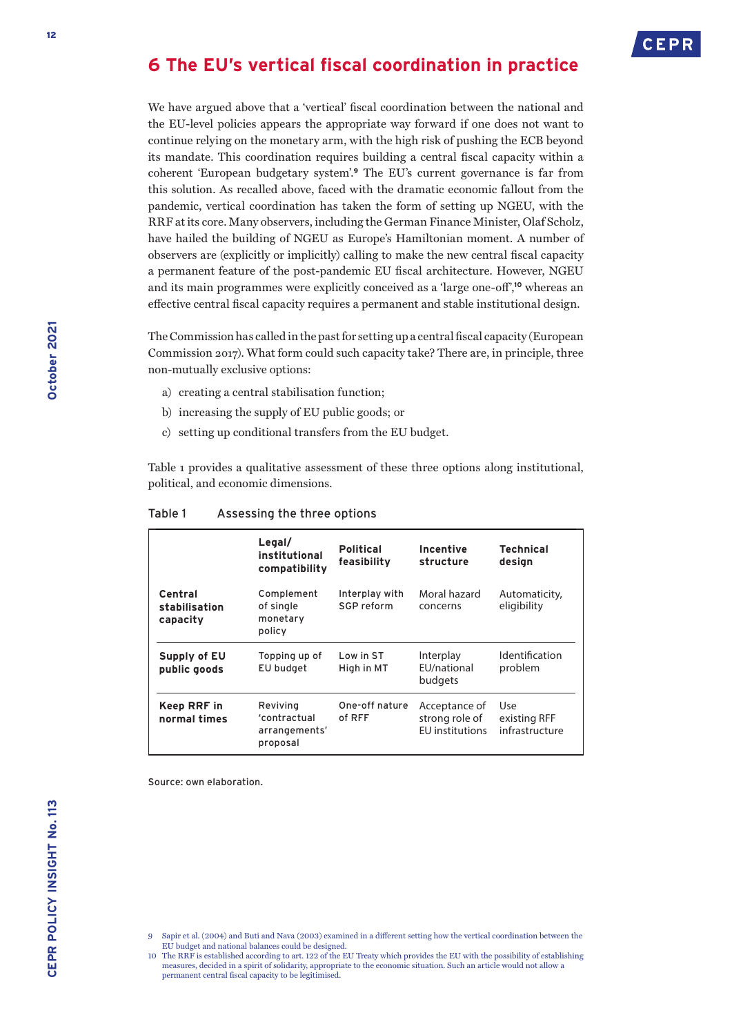# 6 The EU's vertical fiscal coordination in practice

We have argued above that a 'vertical' fiscal coordination between the national and the EU-level policies appears the appropriate way forward if one does not want to continue relying on the monetary arm, with the high risk of pushing the ECB beyond its mandate. This coordination requires building a central fiscal capacity within a coherent 'European budgetary system'.[9] The EU's current governance is far from this solution. As recalled above, faced with the dramatic economic fallout from the pandemic, vertical coordination has taken the form of setting up NGEU, with the RRF at its core. Many observers, including the German Finance Minister, Olaf Scholz, have hailed the building of NGEU as Europe's Hamiltonian moment. A number of observers are (explicitly or implicitly) calling to make the new central fiscal capacity a permanent feature of the post-pandemic EU fiscal architecture. However, NGEU and its main programmes were explicitly conceived as a 'large one-off',[10] whereas an effective central fiscal capacity requires a permanent and stable institutional design.

The Commission has called in the past for setting up a central fiscal capacity (European Commission 2017). What form could such capacity take? There are, in principle, three non-mutually exclusive options:

a) creating a central stabilisation function;
b) increasing the supply of EU public goods; or
c) setting up conditional transfers from the EU budget.

Table 1 provides a qualitative assessment of these three options along institutional, political, and economic dimensions.

Table 1 Assessing the three options

| | Legal/ institutional compatibility | Political feasibility | Incentive structure | Technical design |
|---|---|---|---|---|
| **Central stabilisation capacity** | Complement of single monetary policy | Interplay with SGP reform | Moral hazard concerns | Automaticity, eligibility |
| **Supply of EU public goods** | Topping up of EU budget | Low in ST High in MT | Interplay EU/national budgets | Identification problem |
| **Keep RRF in normal times** | Reviving 'contractual arrangements' proposal | One-off nature of RFF | Acceptance of strong role of EU institutions | Use existing RFF infrastructure |

Source: own elaboration.

9 Sapir et al. (2004) and Buti and Nava (2003) examined in a different setting how the vertical coordination between the EU budget and national balances could be designed.

10 The RRF is established according to art. 122 of the EU Treaty which provides the EU with the possibility of establishing measures, decided in a spirit of solidarity, appropriate to the economic situation. Such an article would not allow a permanent central fiscal capacity to be legitimised.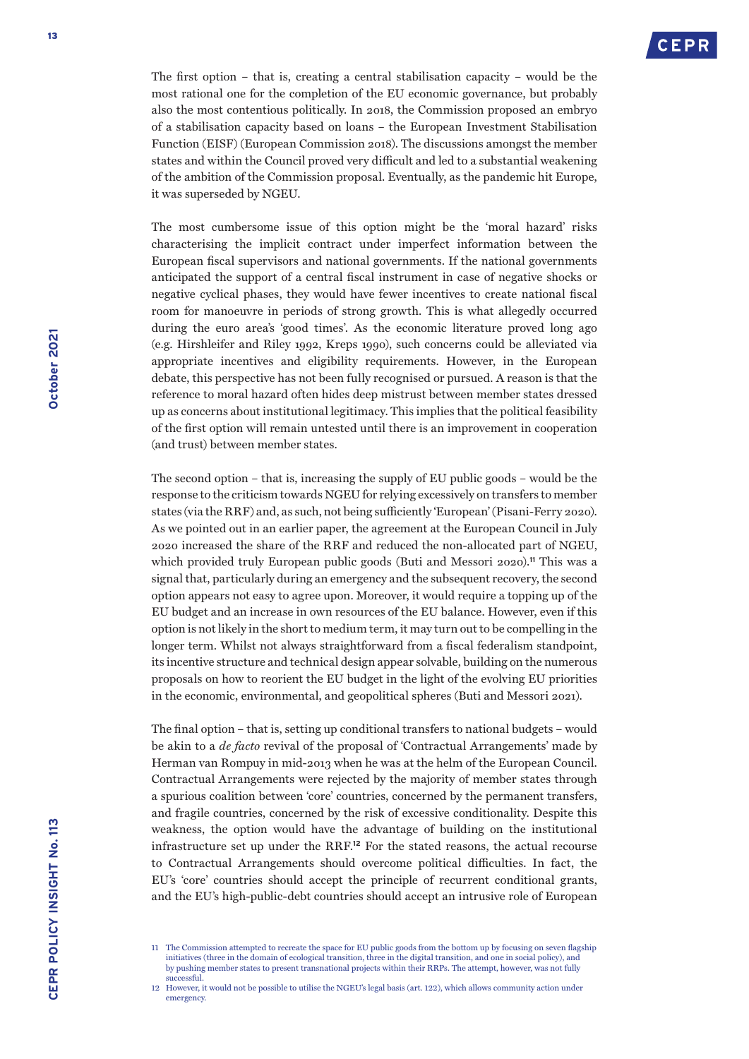The first option – that is, creating a central stabilisation capacity – would be the most rational one for the completion of the EU economic governance, but probably also the most contentious politically. In 2018, the Commission proposed an embryo of a stabilisation capacity based on loans – the European Investment Stabilisation Function (EISF) (European Commission 2018). The discussions amongst the member states and within the Council proved very difficult and led to a substantial weakening of the ambition of the Commission proposal. Eventually, as the pandemic hit Europe, it was superseded by NGEU.

The most cumbersome issue of this option might be the 'moral hazard' risks characterising the implicit contract under imperfect information between the European fiscal supervisors and national governments. If the national governments anticipated the support of a central fiscal instrument in case of negative shocks or negative cyclical phases, they would have fewer incentives to create national fiscal room for manoeuvre in periods of strong growth. This is what allegedly occurred during the euro area's 'good times'. As the economic literature proved long ago (e.g. Hirshleifer and Riley 1992, Kreps 1990), such concerns could be alleviated via appropriate incentives and eligibility requirements. However, in the European debate, this perspective has not been fully recognised or pursued. A reason is that the reference to moral hazard often hides deep mistrust between member states dressed up as concerns about institutional legitimacy. This implies that the political feasibility of the first option will remain untested until there is an improvement in cooperation (and trust) between member states.

The second option – that is, increasing the supply of EU public goods – would be the response to the criticism towards NGEU for relying excessively on transfers to member states (via the RRF) and, as such, not being sufficiently 'European' (Pisani-Ferry 2020). As we pointed out in an earlier paper, the agreement at the European Council in July 2020 increased the share of the RRF and reduced the non-allocated part of NGEU, which provided truly European public goods (Buti and Messori 2020).[11] This was a signal that, particularly during an emergency and the subsequent recovery, the second option appears not easy to agree upon. Moreover, it would require a topping up of the EU budget and an increase in own resources of the EU balance. However, even if this option is not likely in the short to medium term, it may turn out to be compelling in the longer term. Whilst not always straightforward from a fiscal federalism standpoint, its incentive structure and technical design appear solvable, building on the numerous proposals on how to reorient the EU budget in the light of the evolving EU priorities in the economic, environmental, and geopolitical spheres (Buti and Messori 2021).

The final option – that is, setting up conditional transfers to national budgets – would be akin to a *de facto* revival of the proposal of 'Contractual Arrangements' made by Herman van Rompuy in mid-2013 when he was at the helm of the European Council. Contractual Arrangements were rejected by the majority of member states through a spurious coalition between 'core' countries, concerned by the permanent transfers, and fragile countries, concerned by the risk of excessive conditionality. Despite this weakness, the option would have the advantage of building on the institutional infrastructure set up under the RRF.[12] For the stated reasons, the actual recourse to Contractual Arrangements should overcome political difficulties. In fact, the EU's 'core' countries should accept the principle of recurrent conditional grants, and the EU's high-public-debt countries should accept an intrusive role of European

11 The Commission attempted to recreate the space for EU public goods from the bottom up by focusing on seven flagship initiatives (three in the domain of ecological transition, three in the digital transition, and one in social policy), and by pushing member states to present transnational projects within their RRPs. The attempt, however, was not fully successful.

12 However, it would not be possible to utilise the NGEU's legal basis (art. 122), which allows community action under emergency.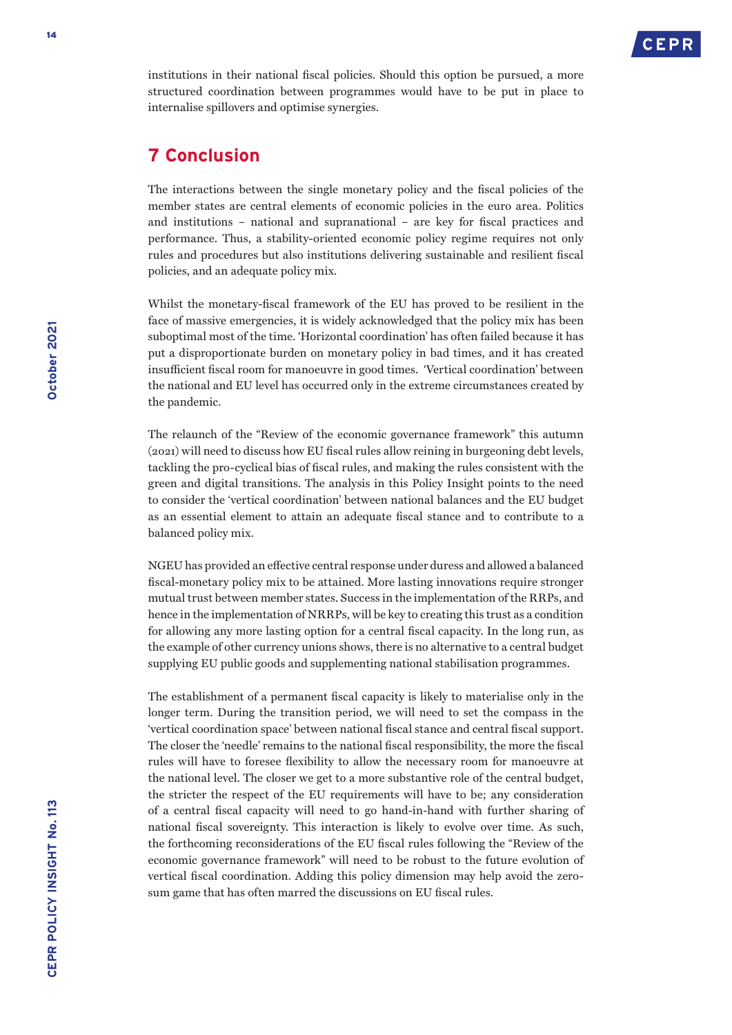institutions in their national fiscal policies. Should this option be pursued, a more structured coordination between programmes would have to be put in place to internalise spillovers and optimise synergies.

## 7 Conclusion

The interactions between the single monetary policy and the fiscal policies of the member states are central elements of economic policies in the euro area. Politics and institutions – national and supranational – are key for fiscal practices and performance. Thus, a stability-oriented economic policy regime requires not only rules and procedures but also institutions delivering sustainable and resilient fiscal policies, and an adequate policy mix.

Whilst the monetary-fiscal framework of the EU has proved to be resilient in the face of massive emergencies, it is widely acknowledged that the policy mix has been suboptimal most of the time. 'Horizontal coordination' has often failed because it has put a disproportionate burden on monetary policy in bad times, and it has created insufficient fiscal room for manoeuvre in good times. 'Vertical coordination' between the national and EU level has occurred only in the extreme circumstances created by the pandemic.

The relaunch of the "Review of the economic governance framework" this autumn (2021) will need to discuss how EU fiscal rules allow reining in burgeoning debt levels, tackling the pro-cyclical bias of fiscal rules, and making the rules consistent with the green and digital transitions. The analysis in this Policy Insight points to the need to consider the 'vertical coordination' between national balances and the EU budget as an essential element to attain an adequate fiscal stance and to contribute to a balanced policy mix.

NGEU has provided an effective central response under duress and allowed a balanced fiscal-monetary policy mix to be attained. More lasting innovations require stronger mutual trust between member states. Success in the implementation of the RRPs, and hence in the implementation of NRRPs, will be key to creating this trust as a condition for allowing any more lasting option for a central fiscal capacity. In the long run, as the example of other currency unions shows, there is no alternative to a central budget supplying EU public goods and supplementing national stabilisation programmes.

The establishment of a permanent fiscal capacity is likely to materialise only in the longer term. During the transition period, we will need to set the compass in the 'vertical coordination space' between national fiscal stance and central fiscal support. The closer the 'needle' remains to the national fiscal responsibility, the more the fiscal rules will have to foresee flexibility to allow the necessary room for manoeuvre at the national level. The closer we get to a more substantive role of the central budget, the stricter the respect of the EU requirements will have to be; any consideration of a central fiscal capacity will need to go hand-in-hand with further sharing of national fiscal sovereignty. This interaction is likely to evolve over time. As such, the forthcoming reconsiderations of the EU fiscal rules following the "Review of the economic governance framework" will need to be robust to the future evolution of vertical fiscal coordination. Adding this policy dimension may help avoid the zero-sum game that has often marred the discussions on EU fiscal rules.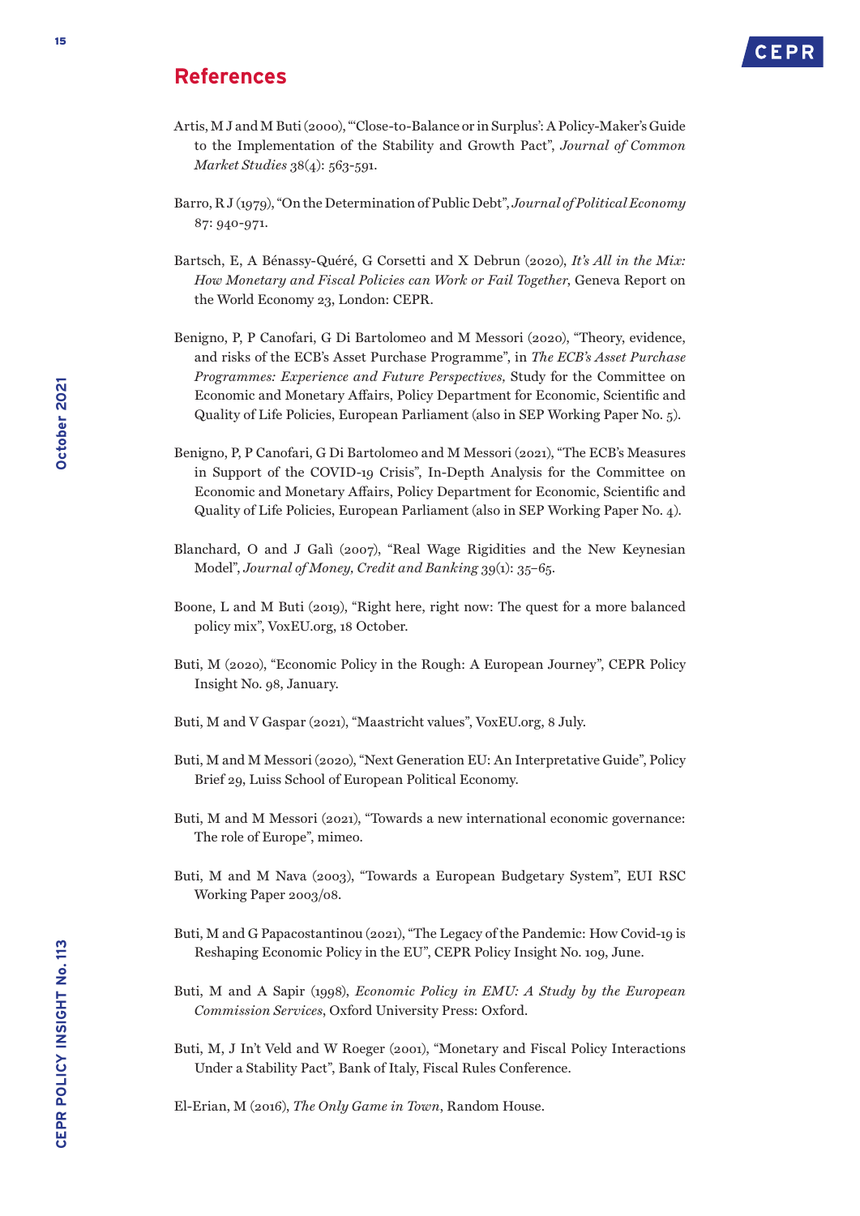## References

Artis, M J and M Buti (2000), "'Close-to-Balance or in Surplus': A Policy-Maker's Guide to the Implementation of the Stability and Growth Pact", *Journal of Common Market Studies* 38(4): 563-591.

Barro, R J (1979), "On the Determination of Public Debt", *Journal of Political Economy* 87: 940-971.

Bartsch, E, A Bénassy-Quéré, G Corsetti and X Debrun (2020), *It's All in the Mix: How Monetary and Fiscal Policies can Work or Fail Together*, Geneva Report on the World Economy 23, London: CEPR.

Benigno, P, P Canofari, G Di Bartolomeo and M Messori (2020), "Theory, evidence, and risks of the ECB's Asset Purchase Programme", in *The ECB's Asset Purchase Programmes: Experience and Future Perspectives*, Study for the Committee on Economic and Monetary Affairs, Policy Department for Economic, Scientific and Quality of Life Policies, European Parliament (also in SEP Working Paper No. 5).

Benigno, P, P Canofari, G Di Bartolomeo and M Messori (2021), "The ECB's Measures in Support of the COVID-19 Crisis", In-Depth Analysis for the Committee on Economic and Monetary Affairs, Policy Department for Economic, Scientific and Quality of Life Policies, European Parliament (also in SEP Working Paper No. 4).

Blanchard, O and J Galì (2007), "Real Wage Rigidities and the New Keynesian Model", *Journal of Money, Credit and Banking* 39(1): 35–65.

Boone, L and M Buti (2019), "Right here, right now: The quest for a more balanced policy mix", VoxEU.org, 18 October.

Buti, M (2020), "Economic Policy in the Rough: A European Journey", CEPR Policy Insight No. 98, January.

Buti, M and V Gaspar (2021), "Maastricht values", VoxEU.org, 8 July.

Buti, M and M Messori (2020), "Next Generation EU: An Interpretative Guide", Policy Brief 29, Luiss School of European Political Economy.

Buti, M and M Messori (2021), "Towards a new international economic governance: The role of Europe", mimeo.

Buti, M and M Nava (2003), "Towards a European Budgetary System", EUI RSC Working Paper 2003/08.

Buti, M and G Papacostantinou (2021), "The Legacy of the Pandemic: How Covid-19 is Reshaping Economic Policy in the EU", CEPR Policy Insight No. 109, June.

Buti, M and A Sapir (1998), *Economic Policy in EMU: A Study by the European Commission Services*, Oxford University Press: Oxford.

Buti, M, J In't Veld and W Roeger (2001), "Monetary and Fiscal Policy Interactions Under a Stability Pact", Bank of Italy, Fiscal Rules Conference.

El-Erian, M (2016), *The Only Game in Town*, Random House.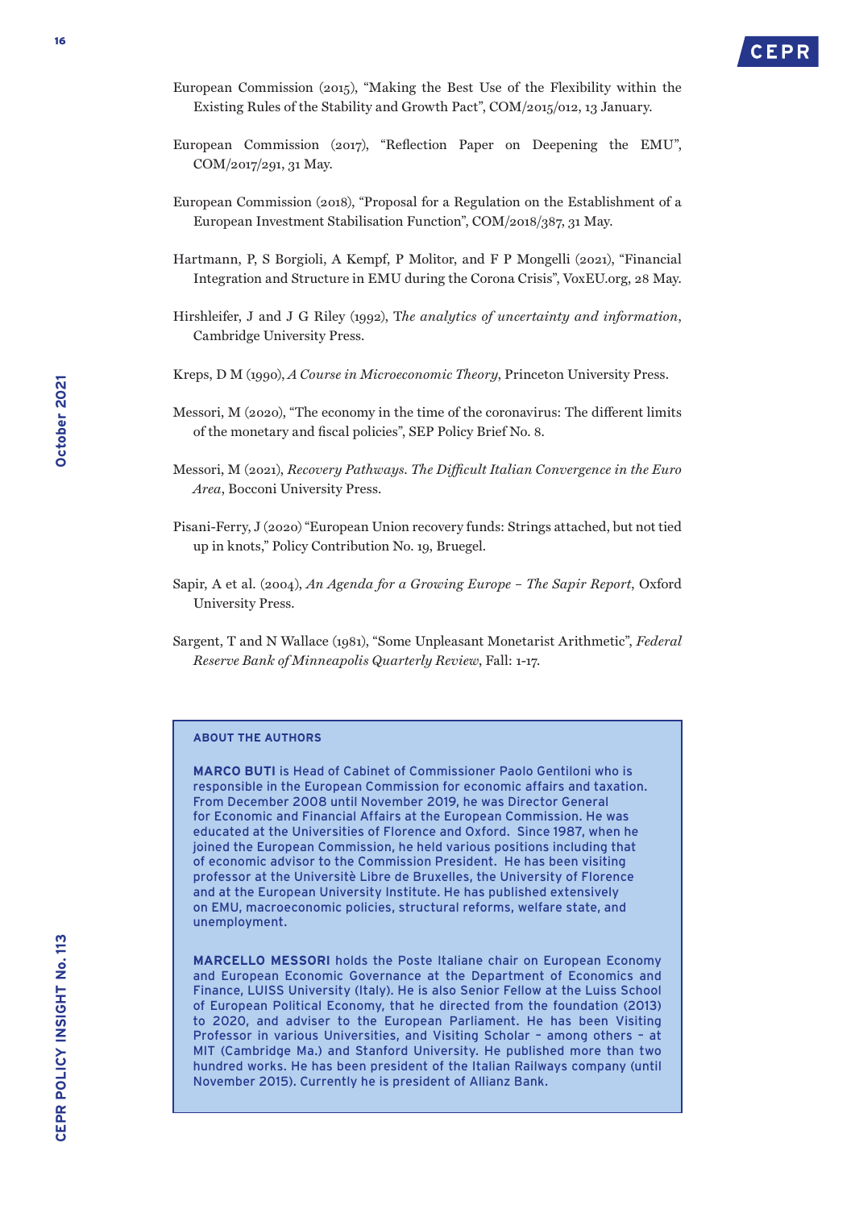European Commission (2015), "Making the Best Use of the Flexibility within the Existing Rules of the Stability and Growth Pact", COM/2015/012, 13 January.

European Commission (2017), "Reflection Paper on Deepening the EMU", COM/2017/291, 31 May.

European Commission (2018), "Proposal for a Regulation on the Establishment of a European Investment Stabilisation Function", COM/2018/387, 31 May.

Hartmann, P, S Borgioli, A Kempf, P Molitor, and F P Mongelli (2021), "Financial Integration and Structure in EMU during the Corona Crisis", VoxEU.org, 28 May.

Hirshleifer, J and J G Riley (1992), *The analytics of uncertainty and information*, Cambridge University Press.

Kreps, D M (1990), *A Course in Microeconomic Theory*, Princeton University Press.

Messori, M (2020), "The economy in the time of the coronavirus: The different limits of the monetary and fiscal policies", SEP Policy Brief No. 8.

Messori, M (2021), *Recovery Pathways. The Difficult Italian Convergence in the Euro Area*, Bocconi University Press.

Pisani-Ferry, J (2020) "European Union recovery funds: Strings attached, but not tied up in knots," Policy Contribution No. 19, Bruegel.

Sapir, A et al. (2004), *An Agenda for a Growing Europe – The Sapir Report*, Oxford University Press.

Sargent, T and N Wallace (1981), "Some Unpleasant Monetarist Arithmetic", *Federal Reserve Bank of Minneapolis Quarterly Review*, Fall: 1-17.

## ABOUT THE AUTHORS

**MARCO BUTI** is Head of Cabinet of Commissioner Paolo Gentiloni who is responsible in the European Commission for economic affairs and taxation. From December 2008 until November 2019, he was Director General for Economic and Financial Affairs at the European Commission. He was educated at the Universities of Florence and Oxford. Since 1987, when he joined the European Commission, he held various positions including that of economic advisor to the Commission President. He has been visiting professor at the Universitè Libre de Bruxelles, the University of Florence and at the European University Institute. He has published extensively on EMU, macroeconomic policies, structural reforms, welfare state, and unemployment.

**MARCELLO MESSORI** holds the Poste Italiane chair on European Economy and European Economic Governance at the Department of Economics and Finance, LUISS University (Italy). He is also Senior Fellow at the Luiss School of European Political Economy, that he directed from the foundation (2013) to 2020, and adviser to the European Parliament. He has been Visiting Professor in various Universities, and Visiting Scholar – among others – at MIT (Cambridge Ma.) and Stanford University. He published more than two hundred works. He has been president of the Italian Railways company (until November 2015). Currently he is president of Allianz Bank.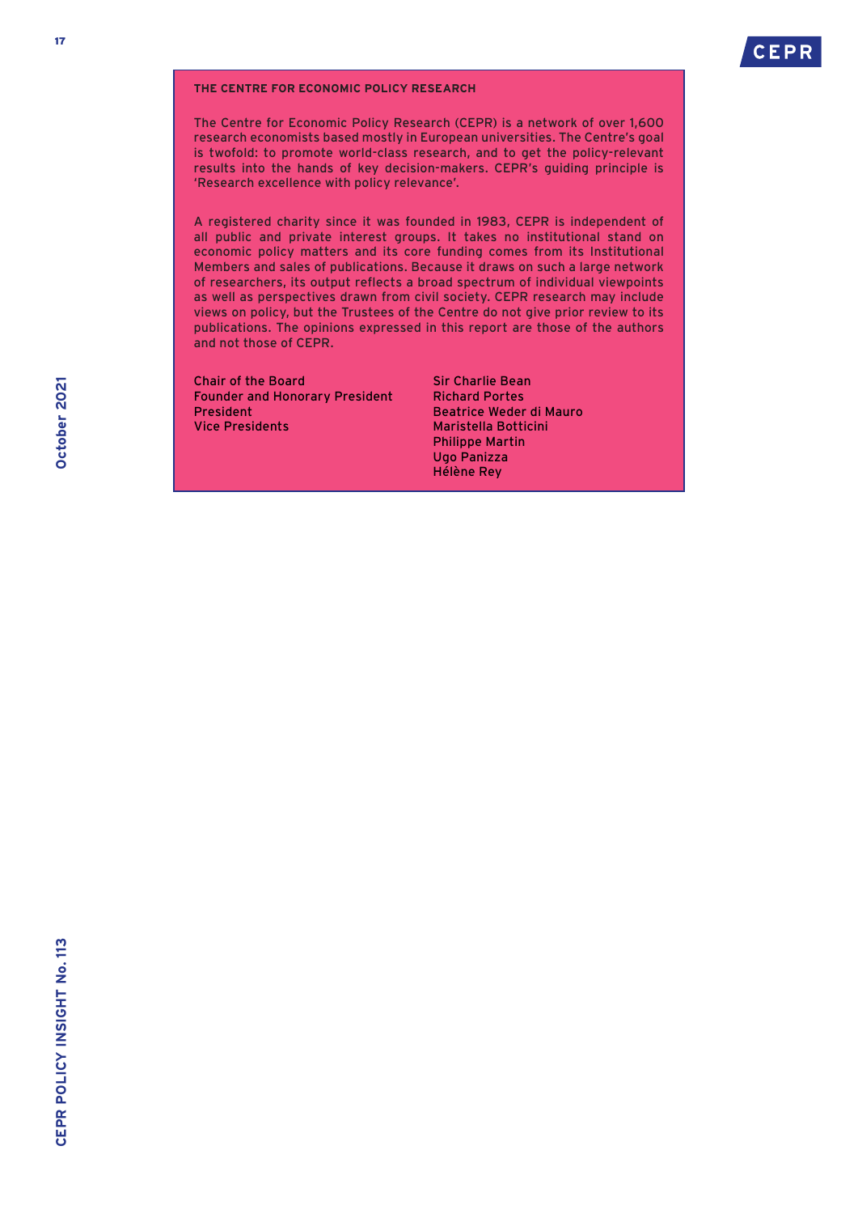### THE CENTRE FOR ECONOMIC POLICY RESEARCH

The Centre for Economic Policy Research (CEPR) is a network of over 1,600 research economists based mostly in European universities. The Centre's goal is twofold: to promote world-class research, and to get the policy-relevant results into the hands of key decision-makers. CEPR's guiding principle is 'Research excellence with policy relevance'.

A registered charity since it was founded in 1983, CEPR is independent of all public and private interest groups. It takes no institutional stand on economic policy matters and its core funding comes from its Institutional Members and sales of publications. Because it draws on such a large network of researchers, its output reflects a broad spectrum of individual viewpoints as well as perspectives drawn from civil society. CEPR research may include views on policy, but the Trustees of the Centre do not give prior review to its publications. The opinions expressed in this report are those of the authors and not those of CEPR.

| | |
|---|---|
| Chair of the Board | Sir Charlie Bean |
| Founder and Honorary President | Richard Portes |
| President | Beatrice Weder di Mauro |
| Vice Presidents | Maristella Botticini |
| | Philippe Martin |
| | Ugo Panizza |
| | Hélène Rey |